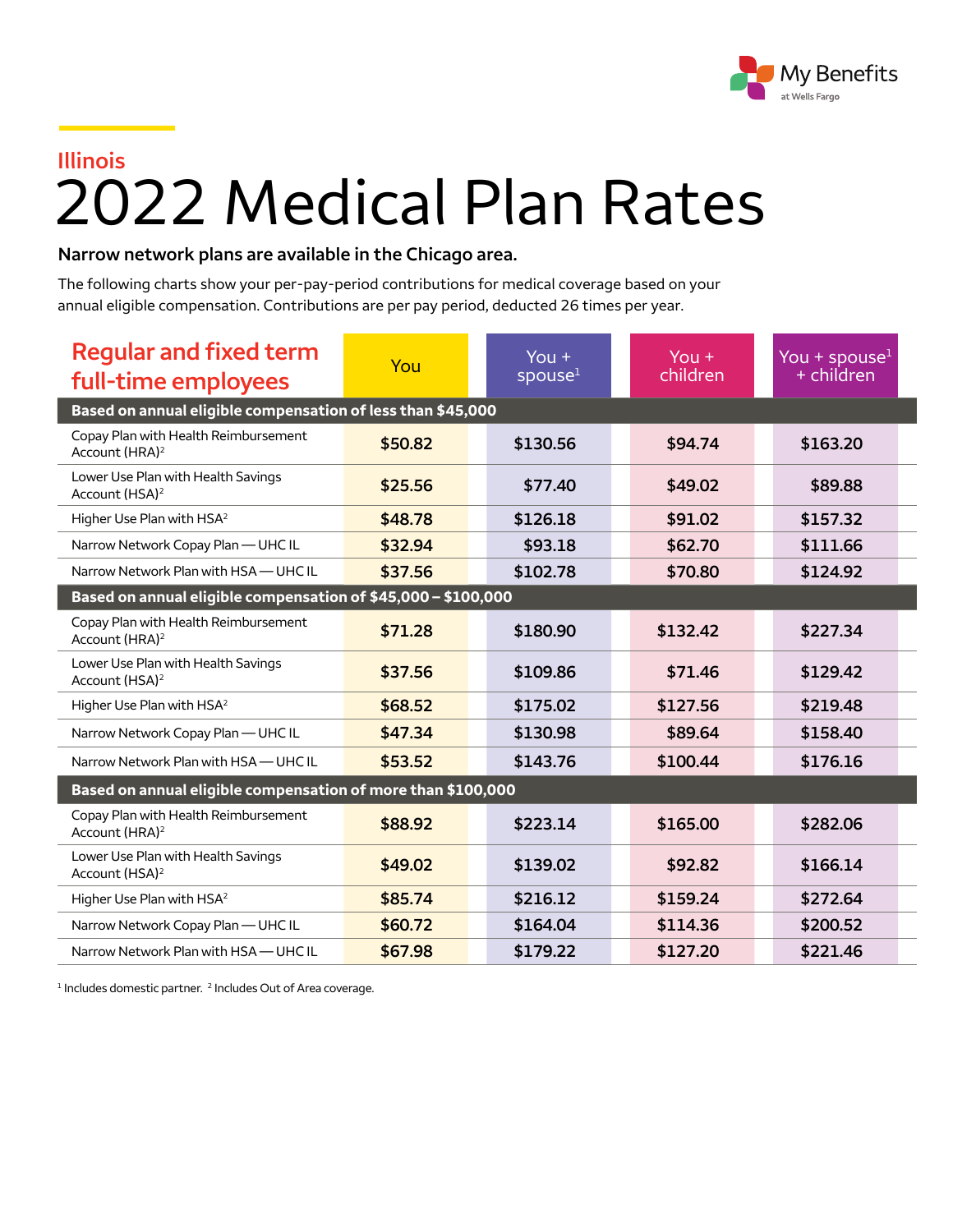My Benefits at Wells Fargo

## Illinois

# 2022 Medical Plan Rates

**Narrow network plans are available in the Chicago area.**

The following charts show your per-pay-period contributions for medical coverage based on your annual eligible compensation. Contributions are per pay period, deducted 26 times per year.

| Regular and fixed term full-time employees | You | You + spouse[1] | You + children | You + spouse[1] + children |
|---|---|---|---|---|
| **Based on annual eligible compensation of less than $45,000** | | | | |
| Copay Plan with Health Reimbursement Account (HRA)[2] | $50.82 | $130.56 | $94.74 | $163.20 |
| Lower Use Plan with Health Savings Account (HSA)[2] | $25.56 | $77.40 | $49.02 | $89.88 |
| Higher Use Plan with HSA[2] | $48.78 | $126.18 | $91.02 | $157.32 |
| Narrow Network Copay Plan — UHC IL | $32.94 | $93.18 | $62.70 | $111.66 |
| Narrow Network Plan with HSA — UHC IL | $37.56 | $102.78 | $70.80 | $124.92 |
| **Based on annual eligible compensation of $45,000 – $100,000** | | | | |
| Copay Plan with Health Reimbursement Account (HRA)[2] | $71.28 | $180.90 | $132.42 | $227.34 |
| Lower Use Plan with Health Savings Account (HSA)[2] | $37.56 | $109.86 | $71.46 | $129.42 |
| Higher Use Plan with HSA[2] | $68.52 | $175.02 | $127.56 | $219.48 |
| Narrow Network Copay Plan — UHC IL | $47.34 | $130.98 | $89.64 | $158.40 |
| Narrow Network Plan with HSA — UHC IL | $53.52 | $143.76 | $100.44 | $176.16 |
| **Based on annual eligible compensation of more than $100,000** | | | | |
| Copay Plan with Health Reimbursement Account (HRA)[2] | $88.92 | $223.14 | $165.00 | $282.06 |
| Lower Use Plan with Health Savings Account (HSA)[2] | $49.02 | $139.02 | $92.82 | $166.14 |
| Higher Use Plan with HSA[2] | $85.74 | $216.12 | $159.24 | $272.64 |
| Narrow Network Copay Plan — UHC IL | $60.72 | $164.04 | $114.36 | $200.52 |
| Narrow Network Plan with HSA — UHC IL | $67.98 | $179.22 | $127.20 | $221.46 |

[1] Includes domestic partner. [2] Includes Out of Area coverage.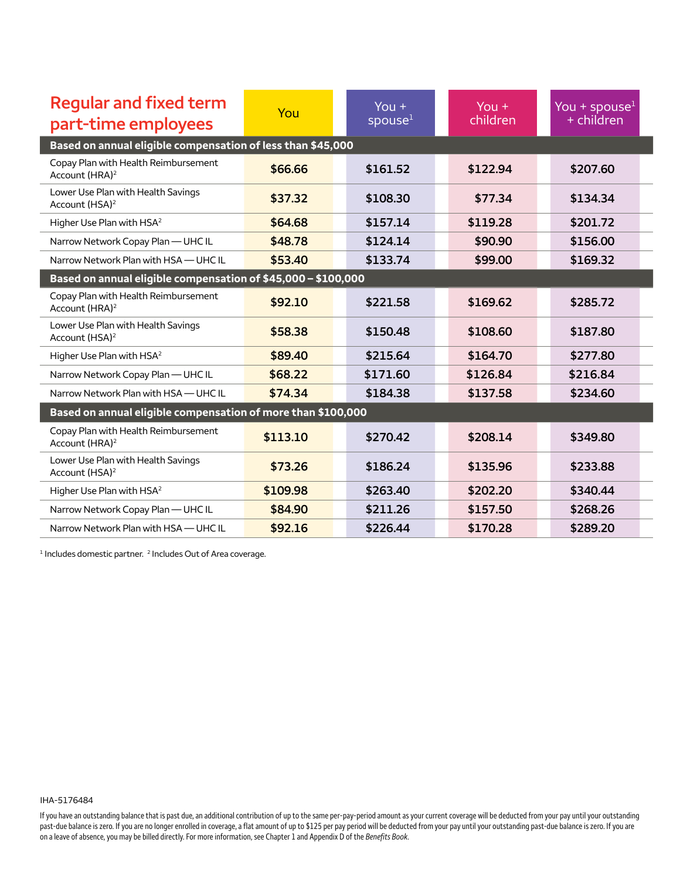| Regular and fixed term part-time employees | You | You + spouse[1] | You + children | You + spouse[1] + children |
|---|---|---|---|---|
| **Based on annual eligible compensation of less than $45,000** | | | | |
| Copay Plan with Health Reimbursement Account (HRA)[2] | $66.66 | $161.52 | $122.94 | $207.60 |
| Lower Use Plan with Health Savings Account (HSA)[2] | $37.32 | $108.30 | $77.34 | $134.34 |
| Higher Use Plan with HSA[2] | $64.68 | $157.14 | $119.28 | $201.72 |
| Narrow Network Copay Plan — UHC IL | $48.78 | $124.14 | $90.90 | $156.00 |
| Narrow Network Plan with HSA — UHC IL | $53.40 | $133.74 | $99.00 | $169.32 |
| **Based on annual eligible compensation of $45,000 – $100,000** | | | | |
| Copay Plan with Health Reimbursement Account (HRA)[2] | $92.10 | $221.58 | $169.62 | $285.72 |
| Lower Use Plan with Health Savings Account (HSA)[2] | $58.38 | $150.48 | $108.60 | $187.80 |
| Higher Use Plan with HSA[2] | $89.40 | $215.64 | $164.70 | $277.80 |
| Narrow Network Copay Plan — UHC IL | $68.22 | $171.60 | $126.84 | $216.84 |
| Narrow Network Plan with HSA — UHC IL | $74.34 | $184.38 | $137.58 | $234.60 |
| **Based on annual eligible compensation of more than $100,000** | | | | |
| Copay Plan with Health Reimbursement Account (HRA)[2] | $113.10 | $270.42 | $208.14 | $349.80 |
| Lower Use Plan with Health Savings Account (HSA)[2] | $73.26 | $186.24 | $135.96 | $233.88 |
| Higher Use Plan with HSA[2] | $109.98 | $263.40 | $202.20 | $340.44 |
| Narrow Network Copay Plan — UHC IL | $84.90 | $211.26 | $157.50 | $268.26 |
| Narrow Network Plan with HSA — UHC IL | $92.16 | $226.44 | $170.28 | $289.20 |

[1] Includes domestic partner. [2] Includes Out of Area coverage.

IHA-5176484

If you have an outstanding balance that is past due, an additional contribution of up to the same per-pay-period amount as your current coverage will be deducted from your pay until your outstanding past-due balance is zero. If you are no longer enrolled in coverage, a flat amount of up to $125 per pay period will be deducted from your pay until your outstanding past-due balance is zero. If you are on a leave of absence, you may be billed directly. For more information, see Chapter 1 and Appendix D of the *Benefits Book*.